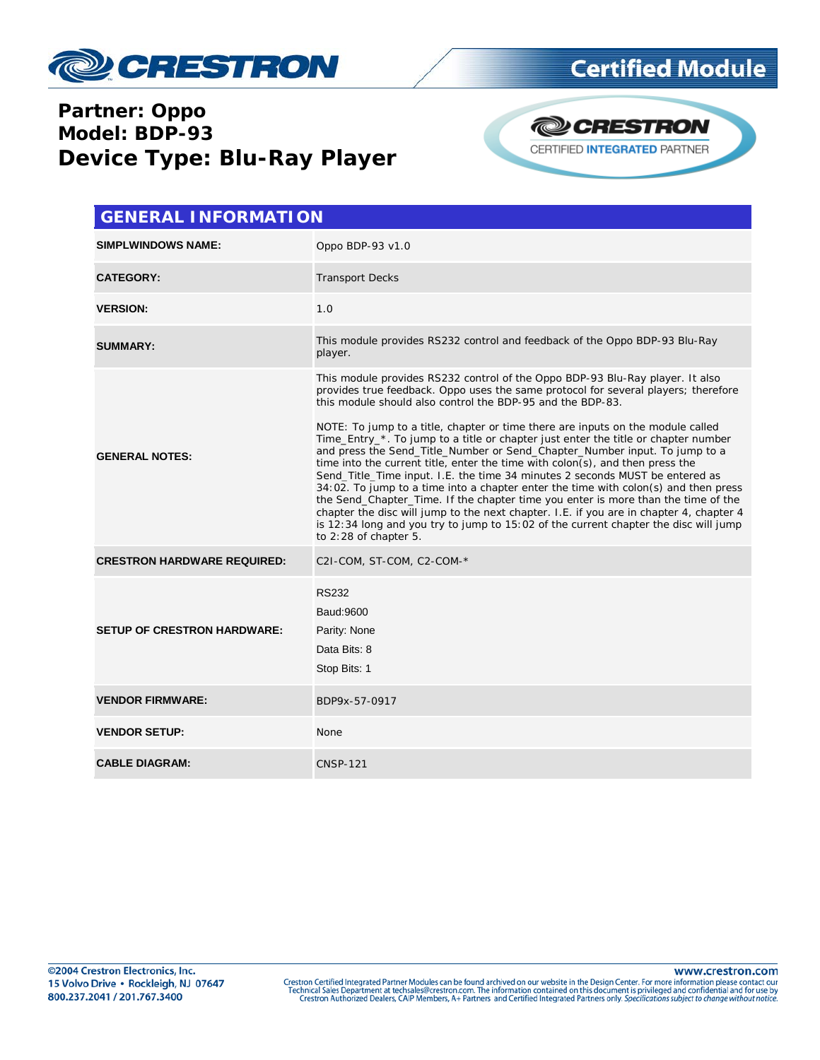**Partner: Oppo**
**Model: BDP-93**
**Device Type: Blu-Ray Player**

## GENERAL INFORMATION

| | |
|---|---|
| **SIMPLWINDOWS NAME:** | Oppo BDP-93 v1.0 |
| **CATEGORY:** | Transport Decks |
| **VERSION:** | 1.0 |
| **SUMMARY:** | This module provides RS232 control and feedback of the Oppo BDP-93 Blu-Ray player. |
| **GENERAL NOTES:** | This module provides RS232 control of the Oppo BDP-93 Blu-Ray player. It also provides true feedback. Oppo uses the same protocol for several players; therefore this module should also control the BDP-95 and the BDP-83.<br><br>NOTE: To jump to a title, chapter or time there are inputs on the module called Time_Entry_*. To jump to a title or chapter just enter the title or chapter number and press the Send_Title_Number or Send_Chapter_Number input. To jump to a time into the current title, enter the time with colon(s), and then press the Send_Title_Time input. I.E. the time 34 minutes 2 seconds MUST be entered as 34:02. To jump to a time into a chapter enter the time with colon(s) and then press the Send_Chapter_Time. If the chapter time you enter is more than the time of the chapter the disc will jump to the next chapter. I.E. if you are in chapter 4, chapter 4 is 12:34 long and you try to jump to 15:02 of the current chapter the disc will jump to 2:28 of chapter 5. |
| **CRESTRON HARDWARE REQUIRED:** | C2I-COM, ST-COM, C2-COM-* |
| **SETUP OF CRESTRON HARDWARE:** | RS232<br>Baud:9600<br>Parity: None<br>Data Bits: 8<br>Stop Bits: 1 |
| **VENDOR FIRMWARE:** | BDP9x-57-0917 |
| **VENDOR SETUP:** | None |
| **CABLE DIAGRAM:** | CNSP-121 |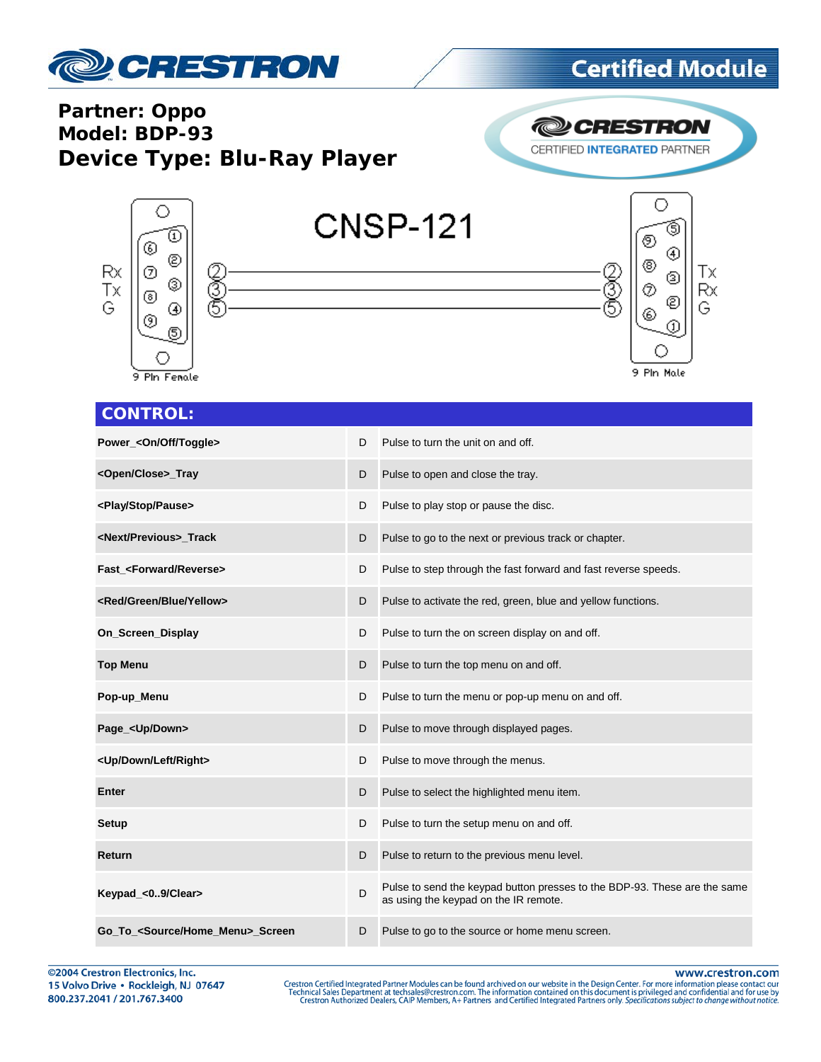**Partner: Oppo**
**Model: BDP-93**
## Device Type: Blu-Ray Player

CERTIFIED INTEGRATED PARTNER

CNSP-121

| 9 Pin Female | | 9 Pin Male | |
|---|---|---|---|
| Rx | 2 | 2 | Tx |
| Tx | 3 | 3 | Rx |
| G | 5 | 5 | G |

## CONTROL:

| | | |
|---|---|---|
| **Power_<On/Off/Toggle>** | D | Pulse to turn the unit on and off. |
| **<Open/Close>_Tray** | D | Pulse to open and close the tray. |
| **<Play/Stop/Pause>** | D | Pulse to play stop or pause the disc. |
| **<Next/Previous>_Track** | D | Pulse to go to the next or previous track or chapter. |
| **Fast_<Forward/Reverse>** | D | Pulse to step through the fast forward and fast reverse speeds. |
| **<Red/Green/Blue/Yellow>** | D | Pulse to activate the red, green, blue and yellow functions. |
| **On_Screen_Display** | D | Pulse to turn the on screen display on and off. |
| **Top Menu** | D | Pulse to turn the top menu on and off. |
| **Pop-up_Menu** | D | Pulse to turn the menu or pop-up menu on and off. |
| **Page_<Up/Down>** | D | Pulse to move through displayed pages. |
| **<Up/Down/Left/Right>** | D | Pulse to move through the menus. |
| **Enter** | D | Pulse to select the highlighted menu item. |
| **Setup** | D | Pulse to turn the setup menu on and off. |
| **Return** | D | Pulse to return to the previous menu level. |
| **Keypad_<0..9/Clear>** | D | Pulse to send the keypad button presses to the BDP-93. These are the same as using the keypad on the IR remote. |
| **Go_To_<Source/Home_Menu>_Screen** | D | Pulse to go to the source or home menu screen. |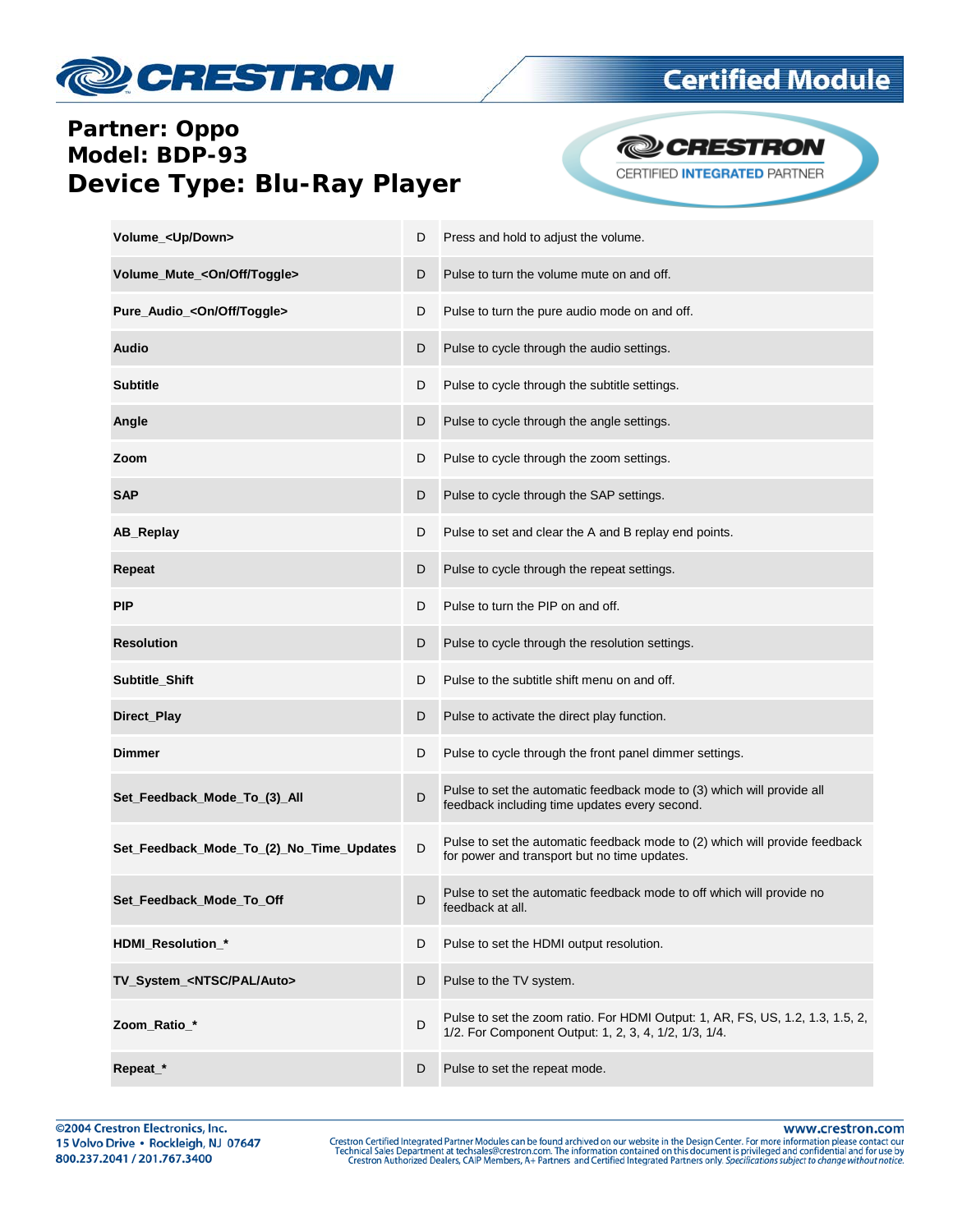**Partner: Oppo**
**Model: BDP-93**
**Device Type: Blu-Ray Player**

| | | |
|---|---|---|
| **Volume_<Up/Down>** | D | Press and hold to adjust the volume. |
| **Volume_Mute_<On/Off/Toggle>** | D | Pulse to turn the volume mute on and off. |
| **Pure_Audio_<On/Off/Toggle>** | D | Pulse to turn the pure audio mode on and off. |
| **Audio** | D | Pulse to cycle through the audio settings. |
| **Subtitle** | D | Pulse to cycle through the subtitle settings. |
| **Angle** | D | Pulse to cycle through the angle settings. |
| **Zoom** | D | Pulse to cycle through the zoom settings. |
| **SAP** | D | Pulse to cycle through the SAP settings. |
| **AB_Replay** | D | Pulse to set and clear the A and B replay end points. |
| **Repeat** | D | Pulse to cycle through the repeat settings. |
| **PIP** | D | Pulse to turn the PIP on and off. |
| **Resolution** | D | Pulse to cycle through the resolution settings. |
| **Subtitle_Shift** | D | Pulse to the subtitle shift menu on and off. |
| **Direct_Play** | D | Pulse to activate the direct play function. |
| **Dimmer** | D | Pulse to cycle through the front panel dimmer settings. |
| **Set_Feedback_Mode_To_(3)_All** | D | Pulse to set the automatic feedback mode to (3) which will provide all feedback including time updates every second. |
| **Set_Feedback_Mode_To_(2)_No_Time_Updates** | D | Pulse to set the automatic feedback mode to (2) which will provide feedback for power and transport but no time updates. |
| **Set_Feedback_Mode_To_Off** | D | Pulse to set the automatic feedback mode to off which will provide no feedback at all. |
| **HDMI_Resolution_*** | D | Pulse to set the HDMI output resolution. |
| **TV_System_<NTSC/PAL/Auto>** | D | Pulse to the TV system. |
| **Zoom_Ratio_*** | D | Pulse to set the zoom ratio. For HDMI Output: 1, AR, FS, US, 1.2, 1.3, 1.5, 2, 1/2. For Component Output: 1, 2, 3, 4, 1/2, 1/3, 1/4. |
| **Repeat_*** | D | Pulse to set the repeat mode. |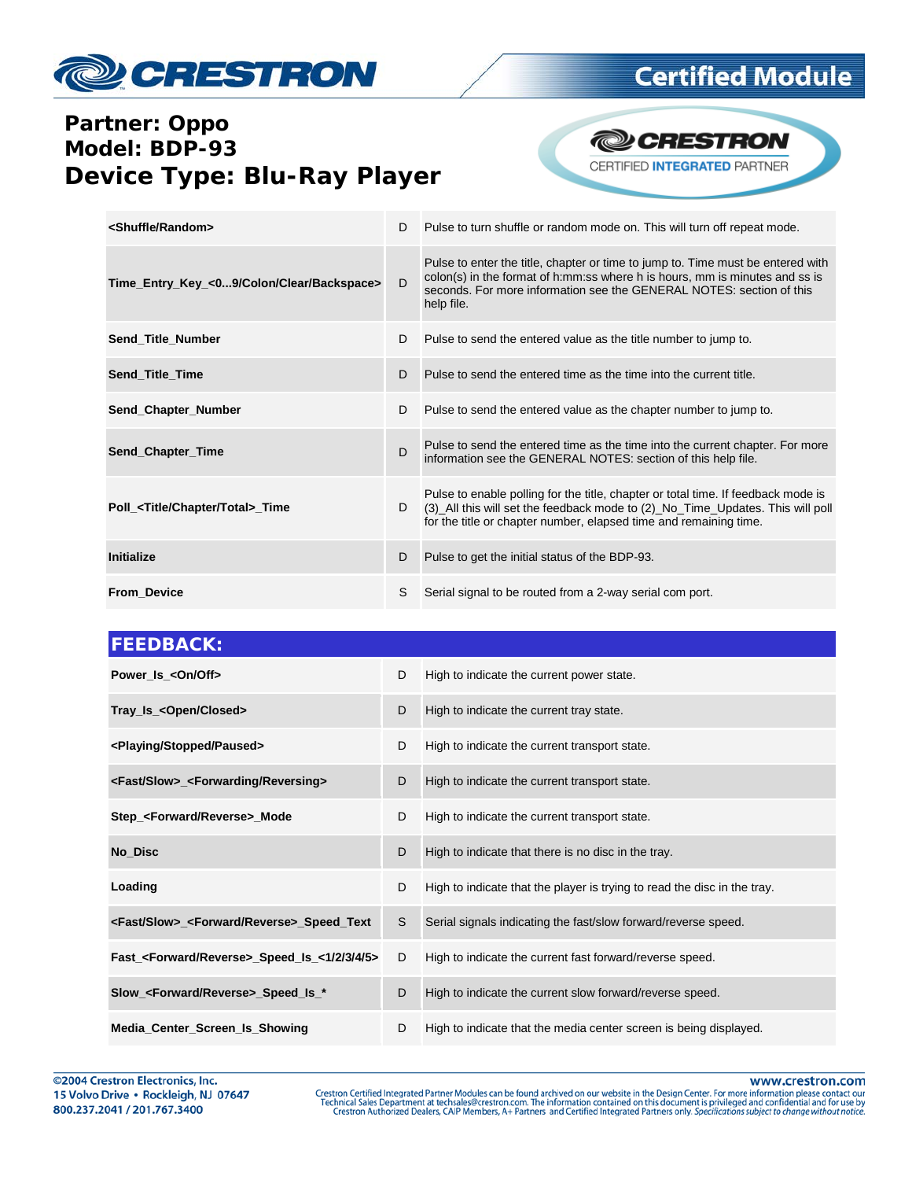| | | |
|---|---|---|
| **<Shuffle/Random>** | D | Pulse to turn shuffle or random mode on. This will turn off repeat mode. |
| **Time_Entry_Key_<0...9/Colon/Clear/Backspace>** | D | Pulse to enter the title, chapter or time to jump to. Time must be entered with colon(s) in the format of h:mm:ss where h is hours, mm is minutes and ss is seconds. For more information see the GENERAL NOTES: section of this help file. |
| **Send_Title_Number** | D | Pulse to send the entered value as the title number to jump to. |
| **Send_Title_Time** | D | Pulse to send the entered time as the time into the current title. |
| **Send_Chapter_Number** | D | Pulse to send the entered value as the chapter number to jump to. |
| **Send_Chapter_Time** | D | Pulse to send the entered time as the time into the current chapter. For more information see the GENERAL NOTES: section of this help file. |
| **Poll_<Title/Chapter/Total>_Time** | D | Pulse to enable polling for the title, chapter or total time. If feedback mode is (3)_All this will set the feedback mode to (2)_No_Time_Updates. This will poll for the title or chapter number, elapsed time and remaining time. |
| **Initialize** | D | Pulse to get the initial status of the BDP-93. |
| **From_Device** | S | Serial signal to be routed from a 2-way serial com port. |

## FEEDBACK:

| | | |
|---|---|---|
| **Power_Is_<On/Off>** | D | High to indicate the current power state. |
| **Tray_Is_<Open/Closed>** | D | High to indicate the current tray state. |
| **<Playing/Stopped/Paused>** | D | High to indicate the current transport state. |
| **<Fast/Slow>_<Forwarding/Reversing>** | D | High to indicate the current transport state. |
| **Step_<Forward/Reverse>_Mode** | D | High to indicate the current transport state. |
| **No_Disc** | D | High to indicate that there is no disc in the tray. |
| **Loading** | D | High to indicate that the player is trying to read the disc in the tray. |
| **<Fast/Slow>_<Forward/Reverse>_Speed_Text** | S | Serial signals indicating the fast/slow forward/reverse speed. |
| **Fast_<Forward/Reverse>_Speed_Is_<1/2/3/4/5>** | D | High to indicate the current fast forward/reverse speed. |
| **Slow_<Forward/Reverse>_Speed_Is_*** | D | High to indicate the current slow forward/reverse speed. |
| **Media_Center_Screen_Is_Showing** | D | High to indicate that the media center screen is being displayed. |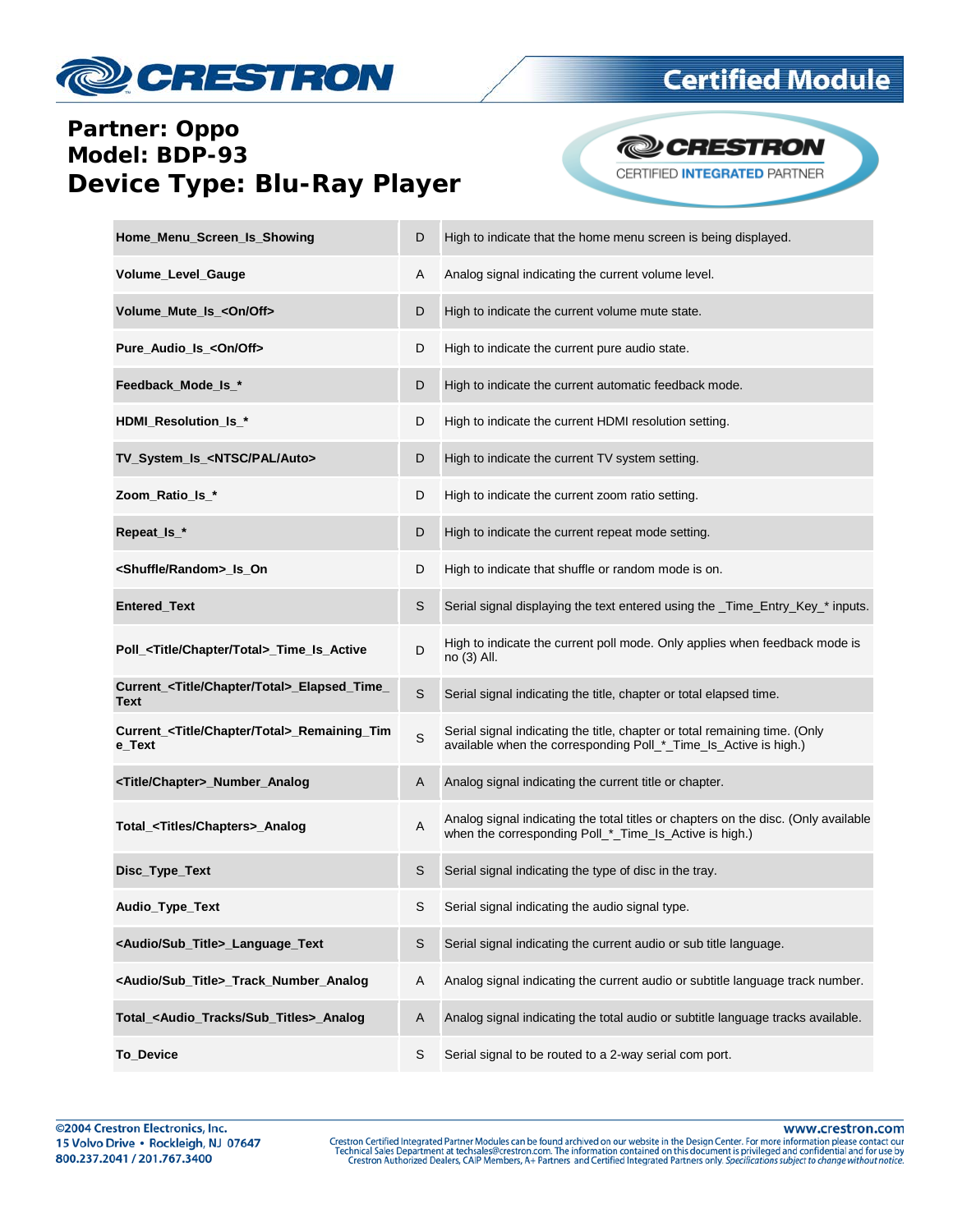**Partner: Oppo**
**Model: BDP-93**
**Device Type: Blu-Ray Player**

| | | |
|---|---|---|
| **Home_Menu_Screen_Is_Showing** | D | High to indicate that the home menu screen is being displayed. |
| **Volume_Level_Gauge** | A | Analog signal indicating the current volume level. |
| **Volume_Mute_Is_<On/Off>** | D | High to indicate the current volume mute state. |
| **Pure_Audio_Is_<On/Off>** | D | High to indicate the current pure audio state. |
| **Feedback_Mode_Is_*** | D | High to indicate the current automatic feedback mode. |
| **HDMI_Resolution_Is_*** | D | High to indicate the current HDMI resolution setting. |
| **TV_System_Is_<NTSC/PAL/Auto>** | D | High to indicate the current TV system setting. |
| **Zoom_Ratio_Is_*** | D | High to indicate the current zoom ratio setting. |
| **Repeat_Is_*** | D | High to indicate the current repeat mode setting. |
| **<Shuffle/Random>_Is_On** | D | High to indicate that shuffle or random mode is on. |
| **Entered_Text** | S | Serial signal displaying the text entered using the _Time_Entry_Key_* inputs. |
| **Poll_<Title/Chapter/Total>_Time_Is_Active** | D | High to indicate the current poll mode. Only applies when feedback mode is no (3) All. |
| **Current_<Title/Chapter/Total>_Elapsed_Time_Text** | S | Serial signal indicating the title, chapter or total elapsed time. |
| **Current_<Title/Chapter/Total>_Remaining_Time_Text** | S | Serial signal indicating the title, chapter or total remaining time. (Only available when the corresponding Poll_*_Time_Is_Active is high.) |
| **<Title/Chapter>_Number_Analog** | A | Analog signal indicating the current title or chapter. |
| **Total_<Titles/Chapters>_Analog** | A | Analog signal indicating the total titles or chapters on the disc. (Only available when the corresponding Poll_*_Time_Is_Active is high.) |
| **Disc_Type_Text** | S | Serial signal indicating the type of disc in the tray. |
| **Audio_Type_Text** | S | Serial signal indicating the audio signal type. |
| **<Audio/Sub_Title>_Language_Text** | S | Serial signal indicating the current audio or sub title language. |
| **<Audio/Sub_Title>_Track_Number_Analog** | A | Analog signal indicating the current audio or subtitle language track number. |
| **Total_<Audio_Tracks/Sub_Titles>_Analog** | A | Analog signal indicating the total audio or subtitle language tracks available. |
| **To_Device** | S | Serial signal to be routed to a 2-way serial com port. |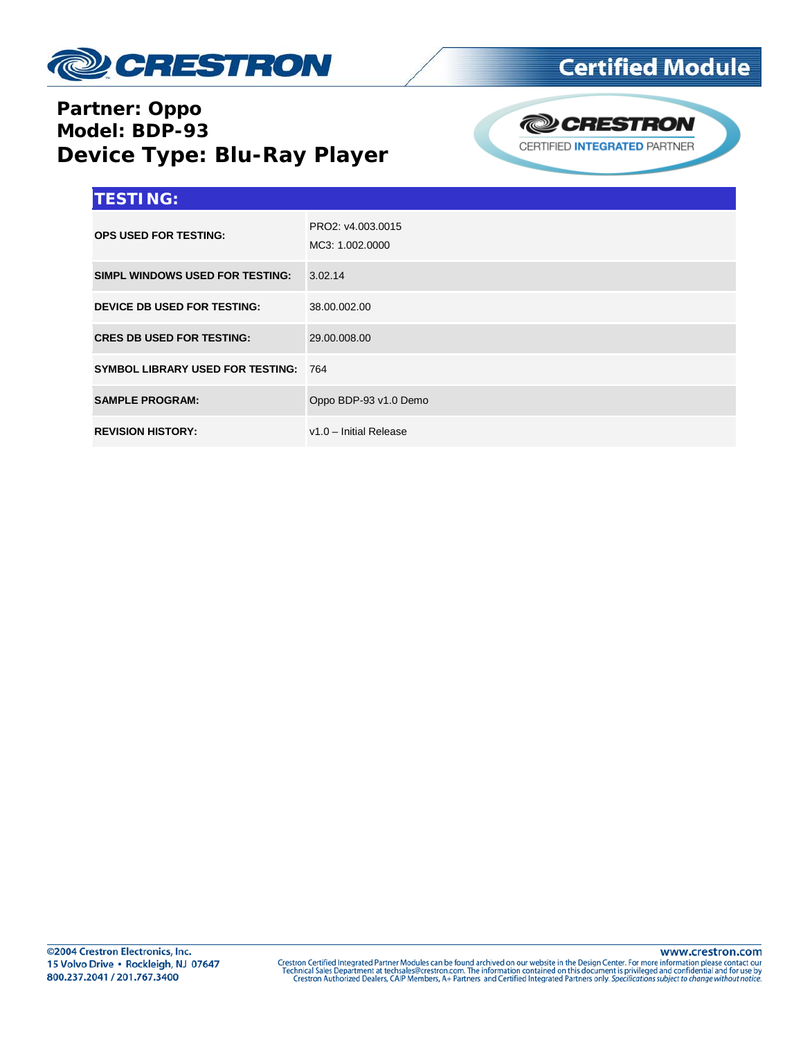**Partner: Oppo**
**Model: BDP-93**
**Device Type: Blu-Ray Player**

## TESTING:

| | |
|---|---|
| **OPS USED FOR TESTING:** | PRO2: v4.003.0015<br>MC3: 1.002.0000 |
| **SIMPL WINDOWS USED FOR TESTING:** | 3.02.14 |
| **DEVICE DB USED FOR TESTING:** | 38.00.002.00 |
| **CRES DB USED FOR TESTING:** | 29.00.008.00 |
| **SYMBOL LIBRARY USED FOR TESTING:** | 764 |
| **SAMPLE PROGRAM:** | Oppo BDP-93 v1.0 Demo |
| **REVISION HISTORY:** | v1.0 – Initial Release |